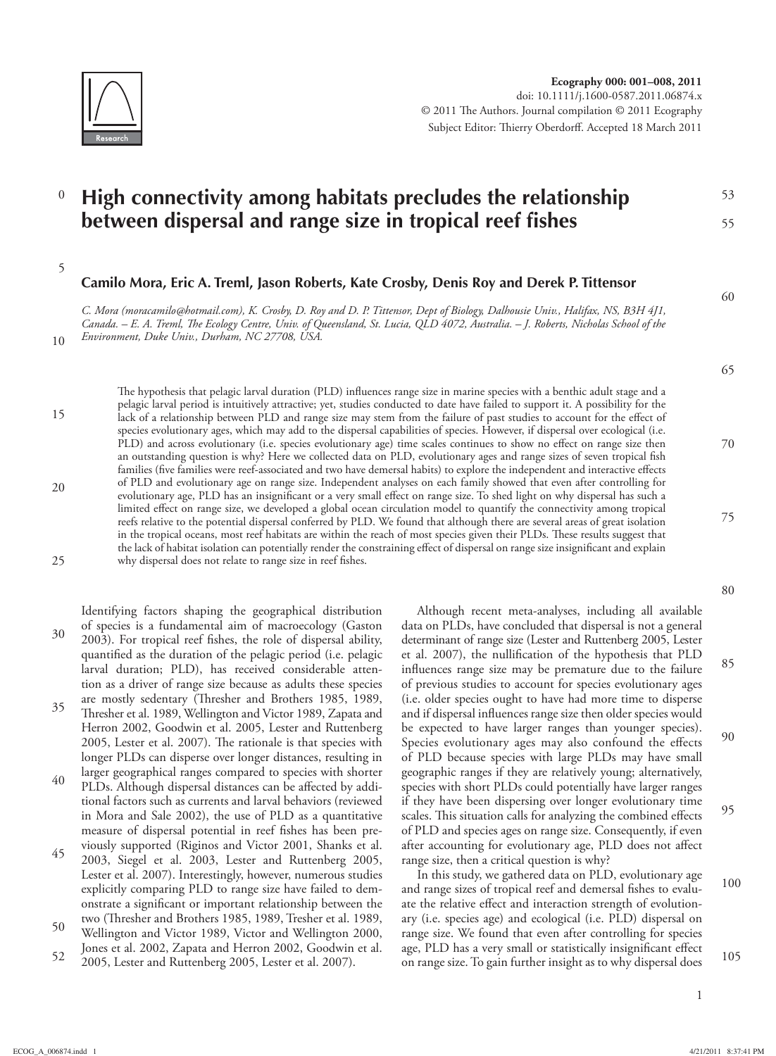# High connectivity among habitats precludes the relationship between dispersal and range size in tropical reef fishes

**Camilo Mora, Eric A. Treml, Jason Roberts, Kate Crosby, Denis Roy and Derek P. Tittensor**

*C. Mora (moracamilo@hotmail.com), K. Crosby, D. Roy and D. P. Tittensor, Dept of Biology, Dalhousie Univ., Halifax, NS, B3H 4J1, Canada. – E. A. Treml, The Ecology Centre, Univ. of Queensland, St. Lucia, QLD 4072, Australia. – J. Roberts, Nicholas School of the Environment, Duke Univ., Durham, NC 27708, USA.*

The hypothesis that pelagic larval duration (PLD) influences range size in marine species with a benthic adult stage and a pelagic larval period is intuitively attractive; yet, studies conducted to date have failed to support it. A possibility for the lack of a relationship between PLD and range size may stem from the failure of past studies to account for the effect of species evolutionary ages, which may add to the dispersal capabilities of species. However, if dispersal over ecological (i.e. PLD) and across evolutionary (i.e. species evolutionary age) time scales continues to show no effect on range size then an outstanding question is why? Here we collected data on PLD, evolutionary ages and range sizes of seven tropical fish families (five families were reef-associated and two have demersal habits) to explore the independent and interactive effects of PLD and evolutionary age on range size. Independent analyses on each family showed that even after controlling for evolutionary age, PLD has an insignificant or a very small effect on range size. To shed light on why dispersal has such a limited effect on range size, we developed a global ocean circulation model to quantify the connectivity among tropical reefs relative to the potential dispersal conferred by PLD. We found that although there are several areas of great isolation in the tropical oceans, most reef habitats are within the reach of most species given their PLDs. These results suggest that the lack of habitat isolation can potentially render the constraining effect of dispersal on range size insignificant and explain why dispersal does not relate to range size in reef fishes.

Identifying factors shaping the geographical distribution of species is a fundamental aim of macroecology (Gaston 2003). For tropical reef fishes, the role of dispersal ability, quantified as the duration of the pelagic period (i.e. pelagic larval duration; PLD), has received considerable attention as a driver of range size because as adults these species are mostly sedentary (Thresher and Brothers 1985, 1989, Thresher et al. 1989, Wellington and Victor 1989, Zapata and Herron 2002, Goodwin et al. 2005, Lester and Ruttenberg 2005, Lester et al. 2007). The rationale is that species with longer PLDs can disperse over longer distances, resulting in larger geographical ranges compared to species with shorter PLDs. Although dispersal distances can be affected by additional factors such as currents and larval behaviors (reviewed in Mora and Sale 2002), the use of PLD as a quantitative measure of dispersal potential in reef fishes has been previously supported (Riginos and Victor 2001, Shanks et al. 2003, Siegel et al. 2003, Lester and Ruttenberg 2005, Lester et al. 2007). Interestingly, however, numerous studies explicitly comparing PLD to range size have failed to demonstrate a significant or important relationship between the two (Thresher and Brothers 1985, 1989, Tresher et al. 1989, Wellington and Victor 1989, Victor and Wellington 2000, Jones et al. 2002, Zapata and Herron 2002, Goodwin et al. 2005, Lester and Ruttenberg 2005, Lester et al. 2007).

Although recent meta-analyses, including all available data on PLDs, have concluded that dispersal is not a general determinant of range size (Lester and Ruttenberg 2005, Lester et al. 2007), the nullification of the hypothesis that PLD influences range size may be premature due to the failure of previous studies to account for species evolutionary ages (i.e. older species ought to have had more time to disperse and if dispersal influences range size then older species would be expected to have larger ranges than younger species). Species evolutionary ages may also confound the effects of PLD because species with large PLDs may have small geographic ranges if they are relatively young; alternatively, species with short PLDs could potentially have larger ranges if they have been dispersing over longer evolutionary time scales. This situation calls for analyzing the combined effects of PLD and species ages on range size. Consequently, if even after accounting for evolutionary age, PLD does not affect range size, then a critical question is why?

In this study, we gathered data on PLD, evolutionary age and range sizes of tropical reef and demersal fishes to evaluate the relative effect and interaction strength of evolutionary (i.e. species age) and ecological (i.e. PLD) dispersal on range size. We found that even after controlling for species age, PLD has a very small or statistically insignificant effect on range size. To gain further insight as to why dispersal does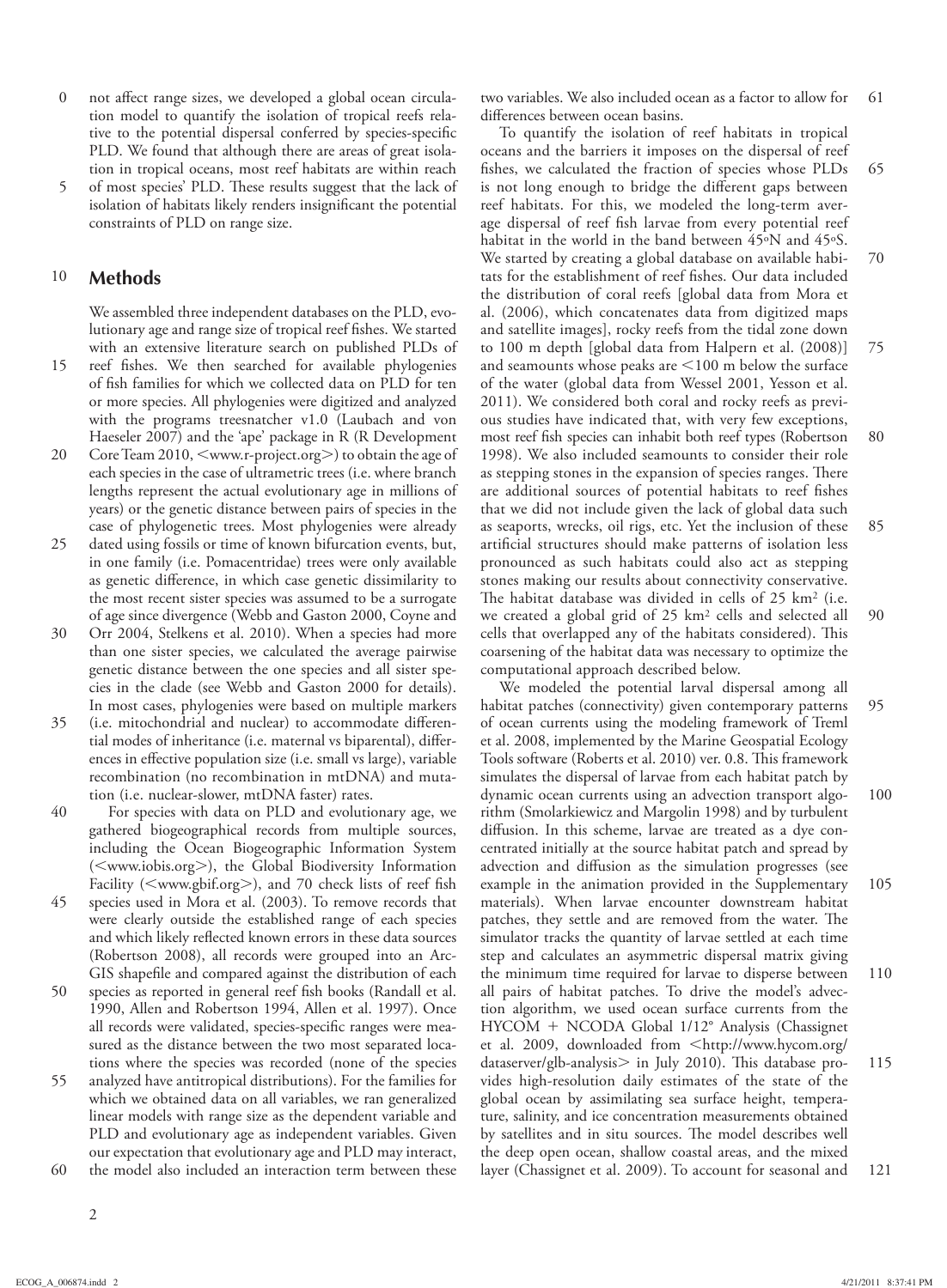not affect range sizes, we developed a global ocean circulation model to quantify the isolation of tropical reefs relative to the potential dispersal conferred by species-specific PLD. We found that although there are areas of great isolation in tropical oceans, most reef habitats are within reach of most species' PLD. These results suggest that the lack of isolation of habitats likely renders insignificant the potential constraints of PLD on range size.

## Methods

We assembled three independent databases on the PLD, evolutionary age and range size of tropical reef fishes. We started with an extensive literature search on published PLDs of reef fishes. We then searched for available phylogenies of fish families for which we collected data on PLD for ten or more species. All phylogenies were digitized and analyzed with the programs treesnatcher v1.0 (Laubach and von Haeseler 2007) and the 'ape' package in R (R Development Core Team 2010, <www.r-project.org>) to obtain the age of each species in the case of ultrametric trees (i.e. where branch lengths represent the actual evolutionary age in millions of years) or the genetic distance between pairs of species in the case of phylogenetic trees. Most phylogenies were already dated using fossils or time of known bifurcation events, but, in one family (i.e. Pomacentridae) trees were only available as genetic difference, in which case genetic dissimilarity to the most recent sister species was assumed to be a surrogate of age since divergence (Webb and Gaston 2000, Coyne and Orr 2004, Stelkens et al. 2010). When a species had more than one sister species, we calculated the average pairwise genetic distance between the one species and all sister species in the clade (see Webb and Gaston 2000 for details). In most cases, phylogenies were based on multiple markers (i.e. mitochondrial and nuclear) to accommodate differential modes of inheritance (i.e. maternal vs biparental), differences in effective population size (i.e. small vs large), variable recombination (no recombination in mtDNA) and mutation (i.e. nuclear-slower, mtDNA faster) rates.

For species with data on PLD and evolutionary age, we gathered biogeographical records from multiple sources, including the Ocean Biogeographic Information System (<www.iobis.org>), the Global Biodiversity Information Facility (<www.gbif.org>), and 70 check lists of reef fish species used in Mora et al. (2003). To remove records that were clearly outside the established range of each species and which likely reflected known errors in these data sources (Robertson 2008), all records were grouped into an ArcGIS shapefile and compared against the distribution of each species as reported in general reef fish books (Randall et al. 1990, Allen and Robertson 1994, Allen et al. 1997). Once all records were validated, species-specific ranges were measured as the distance between the two most separated locations where the species was recorded (none of the species analyzed have antitropical distributions). For the families for which we obtained data on all variables, we ran generalized linear models with range size as the dependent variable and PLD and evolutionary age as independent variables. Given our expectation that evolutionary age and PLD may interact, the model also included an interaction term between these two variables. We also included ocean as a factor to allow for differences between ocean basins.

To quantify the isolation of reef habitats in tropical oceans and the barriers it imposes on the dispersal of reef fishes, we calculated the fraction of species whose PLDs is not long enough to bridge the different gaps between reef habitats. For this, we modeled the long-term average dispersal of reef fish larvae from every potential reef habitat in the world in the band between 45°N and 45°S. We started by creating a global database on available habitats for the establishment of reef fishes. Our data included the distribution of coral reefs [global data from Mora et al. (2006), which concatenates data from digitized maps and satellite images], rocky reefs from the tidal zone down to 100 m depth [global data from Halpern et al. (2008)] and seamounts whose peaks are <100 m below the surface of the water (global data from Wessel 2001, Yesson et al. 2011). We considered both coral and rocky reefs as previous studies have indicated that, with very few exceptions, most reef fish species can inhabit both reef types (Robertson 1998). We also included seamounts to consider their role as stepping stones in the expansion of species ranges. There are additional sources of potential habitats to reef fishes that we did not include given the lack of global data such as seaports, wrecks, oil rigs, etc. Yet the inclusion of these artificial structures should make patterns of isolation less pronounced as such habitats could also act as stepping stones making our results about connectivity conservative. The habitat database was divided in cells of 25 $km^2$ (i.e. we created a global grid of 25 $km^2$ cells and selected all cells that overlapped any of the habitats considered). This coarsening of the habitat data was necessary to optimize the computational approach described below.

We modeled the potential larval dispersal among all habitat patches (connectivity) given contemporary patterns of ocean currents using the modeling framework of Treml et al. 2008, implemented by the Marine Geospatial Ecology Tools software (Roberts et al. 2010) ver. 0.8. This framework simulates the dispersal of larvae from each habitat patch by dynamic ocean currents using an advection transport algorithm (Smolarkiewicz and Margolin 1998) and by turbulent diffusion. In this scheme, larvae are treated as a dye concentrated initially at the source habitat patch and spread by advection and diffusion as the simulation progresses (see example in the animation provided in the Supplementary materials). When larvae encounter downstream habitat patches, they settle and are removed from the water. The simulator tracks the quantity of larvae settled at each time step and calculates an asymmetric dispersal matrix giving the minimum time required for larvae to disperse between all pairs of habitat patches. To drive the model's advection algorithm, we used ocean surface currents from the HYCOM + NCODA Global 1/12° Analysis (Chassignet et al. 2009, downloaded from <http://www.hycom.org/dataserver/glb-analysis> in July 2010). This database provides high-resolution daily estimates of the state of the global ocean by assimilating sea surface height, temperature, salinity, and ice concentration measurements obtained by satellites and in situ sources. The model describes well the deep open ocean, shallow coastal areas, and the mixed layer (Chassignet et al. 2009). To account for seasonal and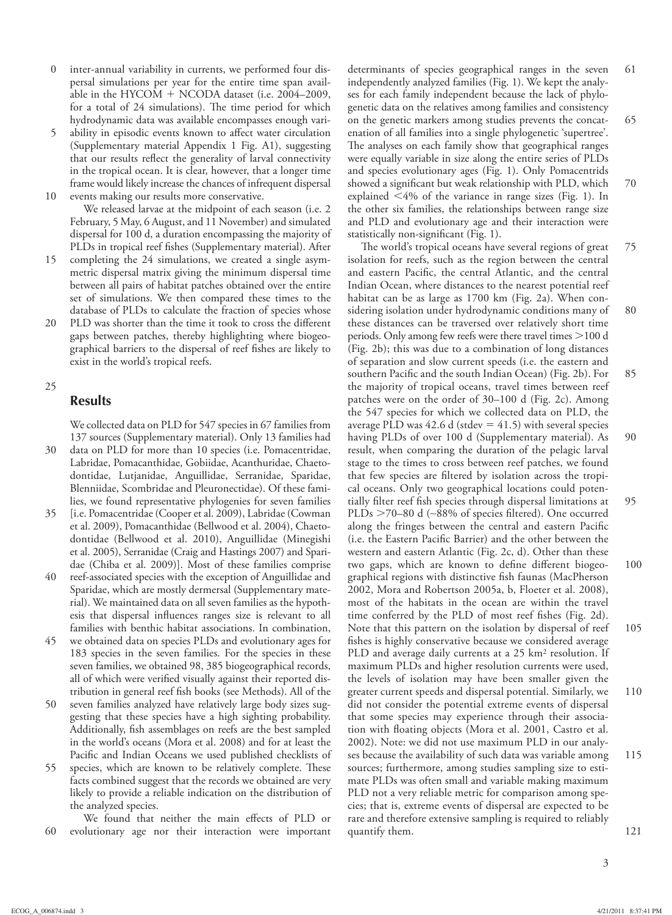inter-annual variability in currents, we performed four dispersal simulations per year for the entire time span available in the HYCOM + NCODA dataset (i.e. 2004–2009, for a total of 24 simulations). The time period for which hydrodynamic data was available encompasses enough variability in episodic events known to affect water circulation (Supplementary material Appendix 1 Fig. A1), suggesting that our results reflect the generality of larval connectivity in the tropical ocean. It is clear, however, that a longer time frame would likely increase the chances of infrequent dispersal events making our results more conservative.

We released larvae at the midpoint of each season (i.e. 2 February, 5 May, 6 August, and 11 November) and simulated dispersal for 100 d, a duration encompassing the majority of PLDs in tropical reef fishes (Supplementary material). After completing the 24 simulations, we created a single asymmetric dispersal matrix giving the minimum dispersal time between all pairs of habitat patches obtained over the entire set of simulations. We then compared these times to the database of PLDs to calculate the fraction of species whose PLD was shorter than the time it took to cross the different gaps between patches, thereby highlighting where biogeographical barriers to the dispersal of reef fishes are likely to exist in the world's tropical reefs.

## Results

We collected data on PLD for 547 species in 67 families from 137 sources (Supplementary material). Only 13 families had data on PLD for more than 10 species (i.e. Pomacentridae, Labridae, Pomacanthidae, Gobiidae, Acanthuridae, Chaetodontidae, Lutjanidae, Anguillidae, Serranidae, Sparidae, Blenniidae, Scombridae and Pleuronectidae). Of these families, we found representative phylogenies for seven families [i.e. Pomacentridae (Cooper et al. 2009), Labridae (Cowman et al. 2009), Pomacanthidae (Bellwood et al. 2004), Chaetodontidae (Bellwood et al. 2010), Anguillidae (Minegishi et al. 2005), Serranidae (Craig and Hastings 2007) and Sparidae (Chiba et al. 2009)]. Most of these families comprise reef-associated species with the exception of Anguillidae and Sparidae, which are mostly dermersal (Supplementary material). We maintained data on all seven families as the hypothesis that dispersal influences ranges size is relevant to all families with benthic habitat associations. In combination, we obtained data on species PLDs and evolutionary ages for 183 species in the seven families. For the species in these seven families, we obtained 98, 385 biogeographical records, all of which were verified visually against their reported distribution in general reef fish books (see Methods). All of the seven families analyzed have relatively large body sizes suggesting that these species have a high sighting probability. Additionally, fish assemblages on reefs are the best sampled in the world's oceans (Mora et al. 2008) and for at least the Pacific and Indian Oceans we used published checklists of species, which are known to be relatively complete. These facts combined suggest that the records we obtained are very likely to provide a reliable indication on the distribution of the analyzed species.

We found that neither the main effects of PLD or evolutionary age nor their interaction were important determinants of species geographical ranges in the seven independently analyzed families (Fig. 1). We kept the analyses for each family independent because the lack of phylogenetic data on the relatives among families and consistency on the genetic markers among studies prevents the concatenation of all families into a single phylogenetic 'supertree'. The analyses on each family show that geographical ranges were equally variable in size along the entire series of PLDs and species evolutionary ages (Fig. 1). Only Pomacentrids showed a significant but weak relationship with PLD, which explained $<$4% of the variance in range sizes (Fig. 1). In the other six families, the relationships between range size and PLD and evolutionary age and their interaction were statistically non-significant (Fig. 1).

The world's tropical oceans have several regions of great isolation for reefs, such as the region between the central and eastern Pacific, the central Atlantic, and the central Indian Ocean, where distances to the nearest potential reef habitat can be as large as 1700 km (Fig. 2a). When considering isolation under hydrodynamic conditions many of these distances can be traversed over relatively short time periods. Only among few reefs were there travel times $>$100 d (Fig. 2b); this was due to a combination of long distances of separation and slow current speeds (i.e. the eastern and southern Pacific and the south Indian Ocean) (Fig. 2b). For the majority of tropical oceans, travel times between reef patches were on the order of 30–100 d (Fig. 2c). Among the 547 species for which we collected data on PLD, the average PLD was 42.6 d (stdev = 41.5) with several species having PLDs of over 100 d (Supplementary material). As result, when comparing the duration of the pelagic larval stage to the times to cross between reef patches, we found that few species are filtered by isolation across the tropical oceans. Only two geographical locations could potentially filter reef fish species through dispersal limitations at PLDs $>$70–80 d (~88% of species filtered). One occurred along the fringes between the central and eastern Pacific (i.e. the Eastern Pacific Barrier) and the other between the western and eastern Atlantic (Fig. 2c, d). Other than these two gaps, which are known to define different biogeographical regions with distinctive fish faunas (MacPherson 2002, Mora and Robertson 2005a, b, Floeter et al. 2008), most of the habitats in the ocean are within the travel time conferred by the PLD of most reef fishes (Fig. 2d). Note that this pattern on the isolation by dispersal of reef fishes is highly conservative because we considered average PLD and average daily currents at a 25 km$^2$ resolution. If maximum PLDs and higher resolution currents were used, the levels of isolation may have been smaller given the greater current speeds and dispersal potential. Similarly, we did not consider the potential extreme events of dispersal that some species may experience through their association with floating objects (Mora et al. 2001, Castro et al. 2002). Note: we did not use maximum PLD in our analyses because the availability of such data was variable among sources; furthermore, among studies sampling size to estimate PLDs was often small and variable making maximum PLD not a very reliable metric for comparison among species; that is, extreme events of dispersal are expected to be rare and therefore extensive sampling is required to reliably quantify them.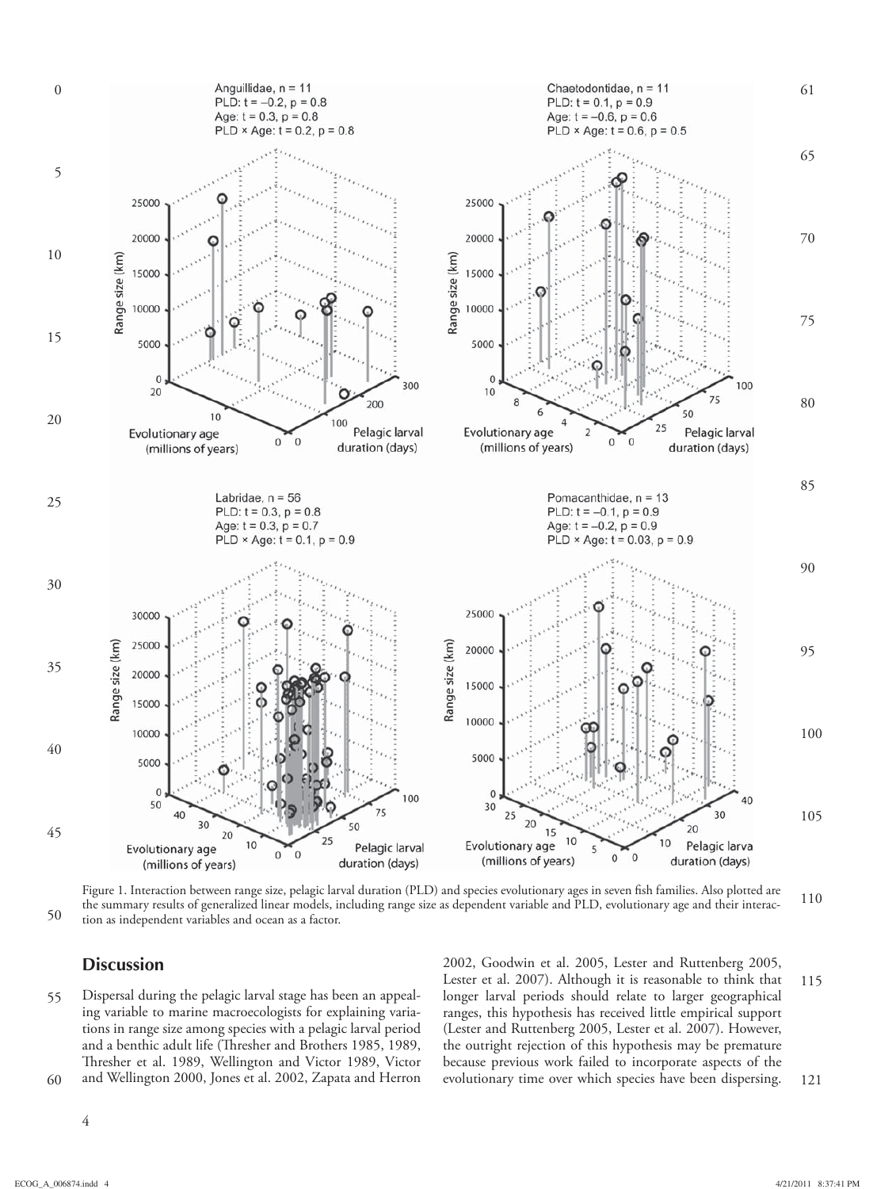Figure 1. Interaction between range size, pelagic larval duration (PLD) and species evolutionary ages in seven fish families. Also plotted are the summary results of generalized linear models, including range size as dependent variable and PLD, evolutionary age and their interaction as independent variables and ocean as a factor.

## Discussion

Dispersal during the pelagic larval stage has been an appealing variable to marine macroecologists for explaining variations in range size among species with a pelagic larval period and a benthic adult life (Thresher and Brothers 1985, 1989, Thresher et al. 1989, Wellington and Victor 1989, Victor and Wellington 2000, Jones et al. 2002, Zapata and Herron 2002, Goodwin et al. 2005, Lester and Ruttenberg 2005, Lester et al. 2007). Although it is reasonable to think that longer larval periods should relate to larger geographical ranges, this hypothesis has received little empirical support (Lester and Ruttenberg 2005, Lester et al. 2007). However, the outright rejection of this hypothesis may be premature because previous work failed to incorporate aspects of the evolutionary time over which species have been dispersing.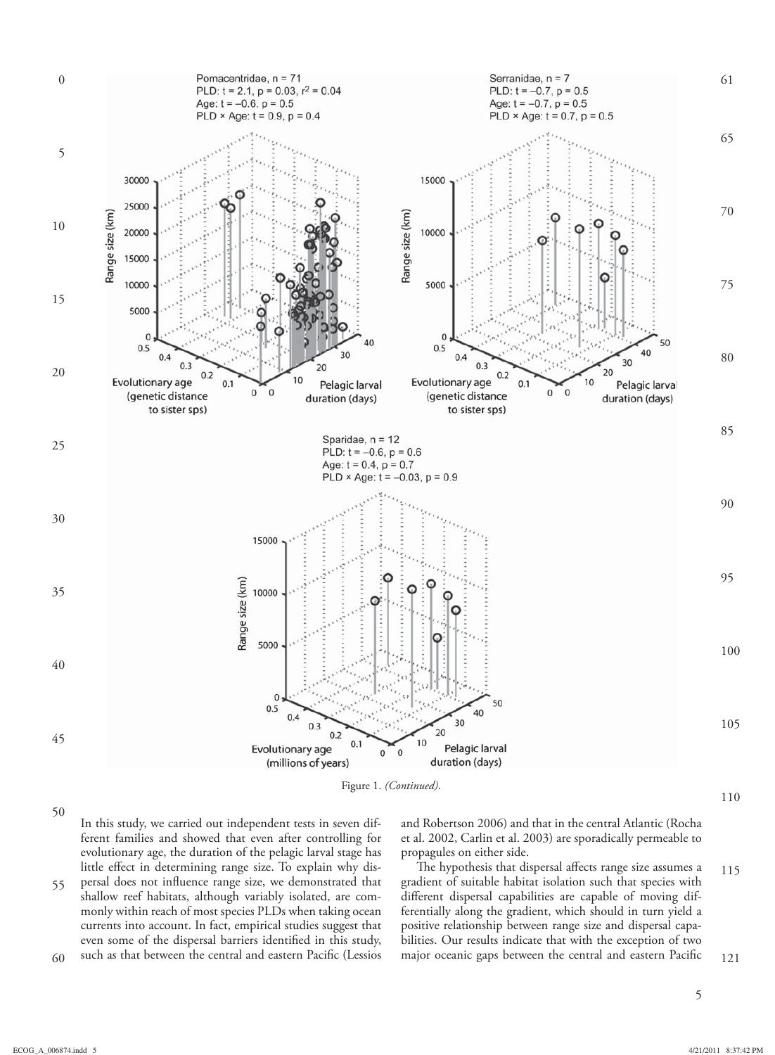Figure 1. *(Continued).*

In this study, we carried out independent tests in seven different families and showed that even after controlling for evolutionary age, the duration of the pelagic larval stage has little effect in determining range size. To explain why dispersal does not influence range size, we demonstrated that shallow reef habitats, although variably isolated, are commonly within reach of most species PLDs when taking ocean currents into account. In fact, empirical studies suggest that even some of the dispersal barriers identified in this study, such as that between the central and eastern Pacific (Lessios and Robertson 2006) and that in the central Atlantic (Rocha et al. 2002, Carlin et al. 2003) are sporadically permeable to propagules on either side.

The hypothesis that dispersal affects range size assumes a gradient of suitable habitat isolation such that species with different dispersal capabilities are capable of moving differentially along the gradient, which should in turn yield a positive relationship between range size and dispersal capabilities. Our results indicate that with the exception of two major oceanic gaps between the central and eastern Pacific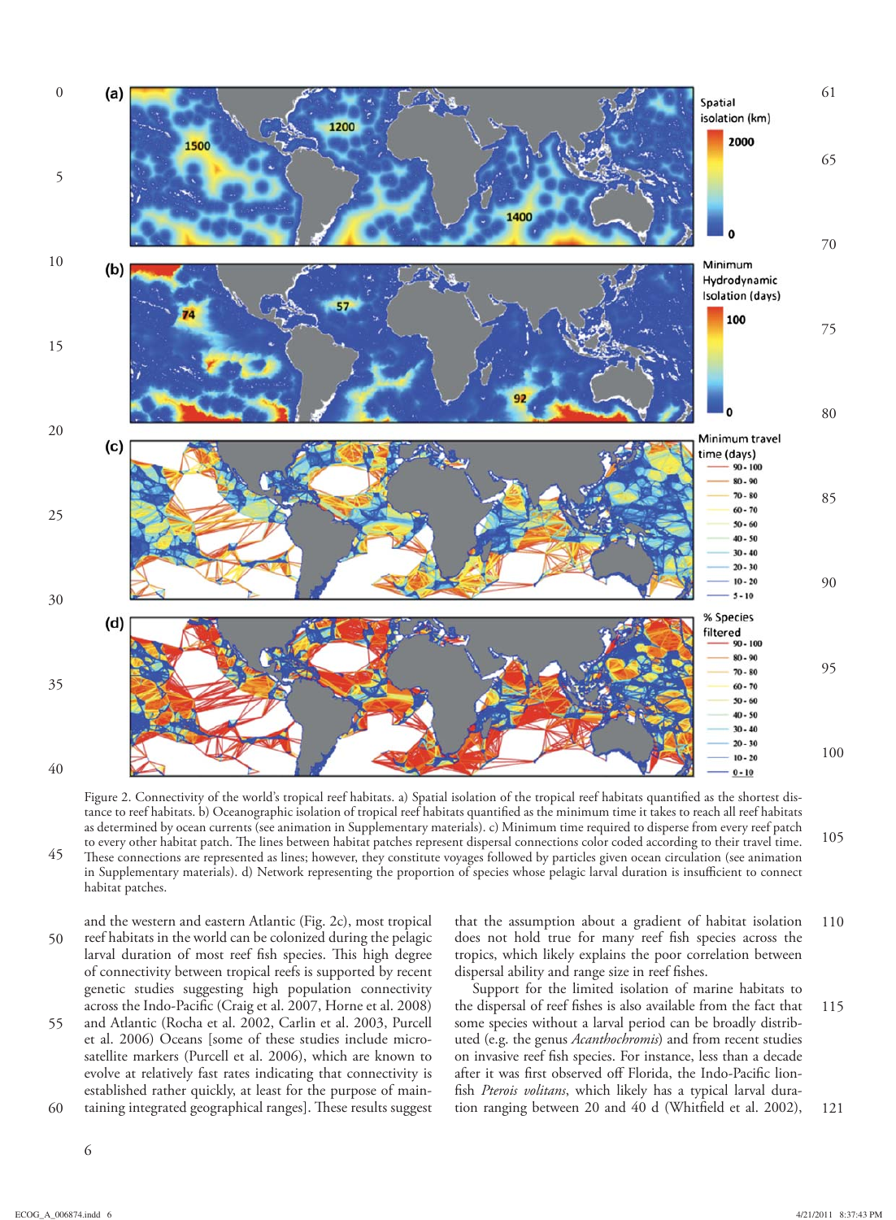Figure 2. Connectivity of the world's tropical reef habitats. a) Spatial isolation of the tropical reef habitats quantified as the shortest distance to reef habitats. b) Oceanographic isolation of tropical reef habitats quantified as the minimum time it takes to reach all reef habitats as determined by ocean currents (see animation in Supplementary materials). c) Minimum time required to disperse from every reef patch to every other habitat patch. The lines between habitat patches represent dispersal connections color coded according to their travel time. These connections are represented as lines; however, they constitute voyages followed by particles given ocean circulation (see animation in Supplementary materials). d) Network representing the proportion of species whose pelagic larval duration is insufficient to connect habitat patches.

and the western and eastern Atlantic (Fig. 2c), most tropical reef habitats in the world can be colonized during the pelagic larval duration of most reef fish species. This high degree of connectivity between tropical reefs is supported by recent genetic studies suggesting high population connectivity across the Indo-Pacific (Craig et al. 2007, Horne et al. 2008) and Atlantic (Rocha et al. 2002, Carlin et al. 2003, Purcell et al. 2006) Oceans [some of these studies include microsatellite markers (Purcell et al. 2006), which are known to evolve at relatively fast rates indicating that connectivity is established rather quickly, at least for the purpose of maintaining integrated geographical ranges]. These results suggest that the assumption about a gradient of habitat isolation does not hold true for many reef fish species across the tropics, which likely explains the poor correlation between dispersal ability and range size in reef fishes.

Support for the limited isolation of marine habitats to the dispersal of reef fishes is also available from the fact that some species without a larval period can be broadly distributed (e.g. the genus *Acanthochromis*) and from recent studies on invasive reef fish species. For instance, less than a decade after it was first observed off Florida, the Indo-Pacific lionfish *Pterois volitans*, which likely has a typical larval duration ranging between 20 and 40 d (Whitfield et al. 2002),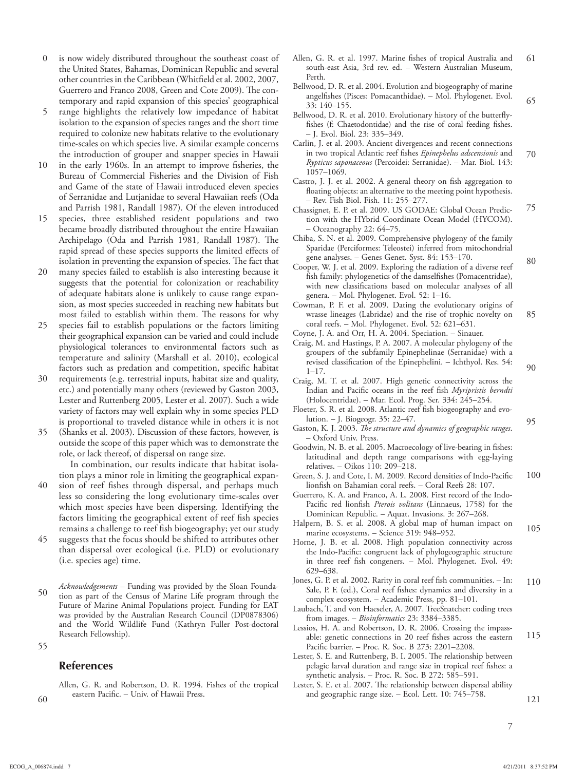is now widely distributed throughout the southeast coast of the United States, Bahamas, Dominican Republic and several other countries in the Caribbean (Whitfield et al. 2002, 2007, Guerrero and Franco 2008, Green and Cote 2009). The contemporary and rapid expansion of this species' geographical range highlights the relatively low impedance of habitat isolation to the expansion of species ranges and the short time required to colonize new habitats relative to the evolutionary time-scales on which species live. A similar example concerns the introduction of grouper and snapper species in Hawaii in the early 1960s. In an attempt to improve fisheries, the Bureau of Commercial Fisheries and the Division of Fish and Game of the state of Hawaii introduced eleven species of Serranidae and Lutjanidae to several Hawaiian reefs (Oda and Parrish 1981, Randall 1987). Of the eleven introduced species, three established resident populations and two became broadly distributed throughout the entire Hawaiian Archipelago (Oda and Parrish 1981, Randall 1987). The rapid spread of these species supports the limited effects of isolation in preventing the expansion of species. The fact that many species failed to establish is also interesting because it suggests that the potential for colonization or reachability of adequate habitats alone is unlikely to cause range expansion, as most species succeeded in reaching new habitats but most failed to establish within them. The reasons for why species fail to establish populations or the factors limiting their geographical expansion can be varied and could include physiological tolerances to environmental factors such as temperature and salinity (Marshall et al. 2010), ecological factors such as predation and competition, specific habitat requirements (e.g. terrestrial inputs, habitat size and quality, etc.) and potentially many others (reviewed by Gaston 2003, Lester and Ruttenberg 2005, Lester et al. 2007). Such a wide variety of factors may well explain why in some species PLD is proportional to traveled distance while in others it is not (Shanks et al. 2003). Discussion of these factors, however, is outside the scope of this paper which was to demonstrate the role, or lack thereof, of dispersal on range size.

In combination, our results indicate that habitat isolation plays a minor role in limiting the geographical expansion of reef fishes through dispersal, and perhaps much less so considering the long evolutionary time-scales over which most species have been dispersing. Identifying the factors limiting the geographical extent of reef fish species remains a challenge to reef fish biogeography; yet our study suggests that the focus should be shifted to attributes other than dispersal over ecological (i.e. PLD) or evolutionary (i.e. species age) time.

*Acknowledgements* – Funding was provided by the Sloan Foundation as part of the Census of Marine Life program through the Future of Marine Animal Populations project. Funding for EAT was provided by the Australian Research Council (DP0878306) and the World Wildlife Fund (Kathryn Fuller Post-doctoral Research Fellowship).

## References

Allen, G. R. and Robertson, D. R. 1994. Fishes of the tropical eastern Pacific. – Univ. of Hawaii Press.

Allen, G. R. et al. 1997. Marine fishes of tropical Australia and south-east Asia, 3rd rev. ed. – Western Australian Museum, Perth.

Bellwood, D. R. et al. 2004. Evolution and biogeography of marine angelfishes (Pisces: Pomacanthidae). – Mol. Phylogenet. Evol. 33: 140–155.

Bellwood, D. R. et al. 2010. Evolutionary history of the butterflyfishes (f: Chaetodontidae) and the rise of coral feeding fishes. – J. Evol. Biol. 23: 335–349.

Carlin, J. et al. 2003. Ancient divergences and recent connections in two tropical Atlantic reef fishes *Epinephelus adscensionis* and *Rypticus saponaceous* (Percoidei: Serranidae). – Mar. Biol. 143: 1057–1069.

Castro, J. J. et al. 2002. A general theory on fish aggregation to floating objects: an alternative to the meeting point hypothesis. – Rev. Fish Biol. Fish. 11: 255–277.

Chassignet, E. P. et al. 2009. US GODAE: Global Ocean Prediction with the HYbrid Coordinate Ocean Model (HYCOM). – Oceanography 22: 64–75.

Chiba, S. N. et al. 2009. Comprehensive phylogeny of the family Sparidae (Perciformes: Teleostei) inferred from mitochondrial gene analyses. – Genes Genet. Syst. 84: 153–170.

Cooper, W. J. et al. 2009. Exploring the radiation of a diverse reef fish family: phylogenetics of the damselfishes (Pomacentridae), with new classifications based on molecular analyses of all genera. – Mol. Phylogenet. Evol. 52: 1–16.

Cowman, P. F. et al. 2009. Dating the evolutionary origins of wrasse lineages (Labridae) and the rise of trophic novelty on coral reefs. – Mol. Phylogenet. Evol. 52: 621–631.

Coyne, J. A. and Orr, H. A. 2004. Speciation. – Sinauer.

Craig, M. and Hastings, P. A. 2007. A molecular phylogeny of the groupers of the subfamily Epinephelinae (Serranidae) with a revised classification of the Epinephelini. – Ichthyol. Res. 54: 1–17.

Craig, M. T. et al. 2007. High genetic connectivity across the Indian and Pacific oceans in the reef fish *Myripristis berndti* (Holocentridae). – Mar. Ecol. Prog. Ser. 334: 245–254.

Floeter, S. R. et al. 2008. Atlantic reef fish biogeography and evolution. – J. Biogeogr. 35: 22–47.

Gaston, K. J. 2003. *The structure and dynamics of geographic ranges*. – Oxford Univ. Press.

Goodwin, N. B. et al. 2005. Macroecology of live-bearing in fishes: latitudinal and depth range comparisons with egg-laying relatives. – Oikos 110: 209–218.

Green, S. J. and Cote, I. M. 2009. Record densities of Indo-Pacific lionfish on Bahamian coral reefs. – Coral Reefs 28: 107.

Guerrero, K. A. and Franco, A. L. 2008. First record of the Indo-Pacific red lionfish *Pterois volitans* (Linnaeus, 1758) for the Dominican Republic. – Aquat. Invasions. 3: 267–268.

Halpern, B. S. et al. 2008. A global map of human impact on marine ecosystems. – Science 319: 948–952.

Horne, J. B. et al. 2008. High population connectivity across the Indo-Pacific: congruent lack of phylogeographic structure in three reef fish congeners. – Mol. Phylogenet. Evol. 49: 629–638.

Jones, G. P. et al. 2002. Rarity in coral reef fish communities. – In: Sale, P. F. (ed.), Coral reef fishes: dynamics and diversity in a complex ecosystem. – Academic Press, pp. 81–101.

Laubach, T. and von Haeseler, A. 2007. TreeSnatcher: coding trees from images. – *Bioinformatics* 23: 3384–3385.

Lessios, H. A. and Robertson, D. R. 2006. Crossing the impassable: genetic connections in 20 reef fishes across the eastern Pacific barrier. – Proc. R. Soc. B 273: 2201–2208.

Lester, S. E. and Ruttenberg, B. I. 2005. The relationship between pelagic larval duration and range size in tropical reef fishes: a synthetic analysis. – Proc. R. Soc. B 272: 585–591.

Lester, S. E. et al. 2007. The relationship between dispersal ability and geographic range size. – Ecol. Lett. 10: 745–758.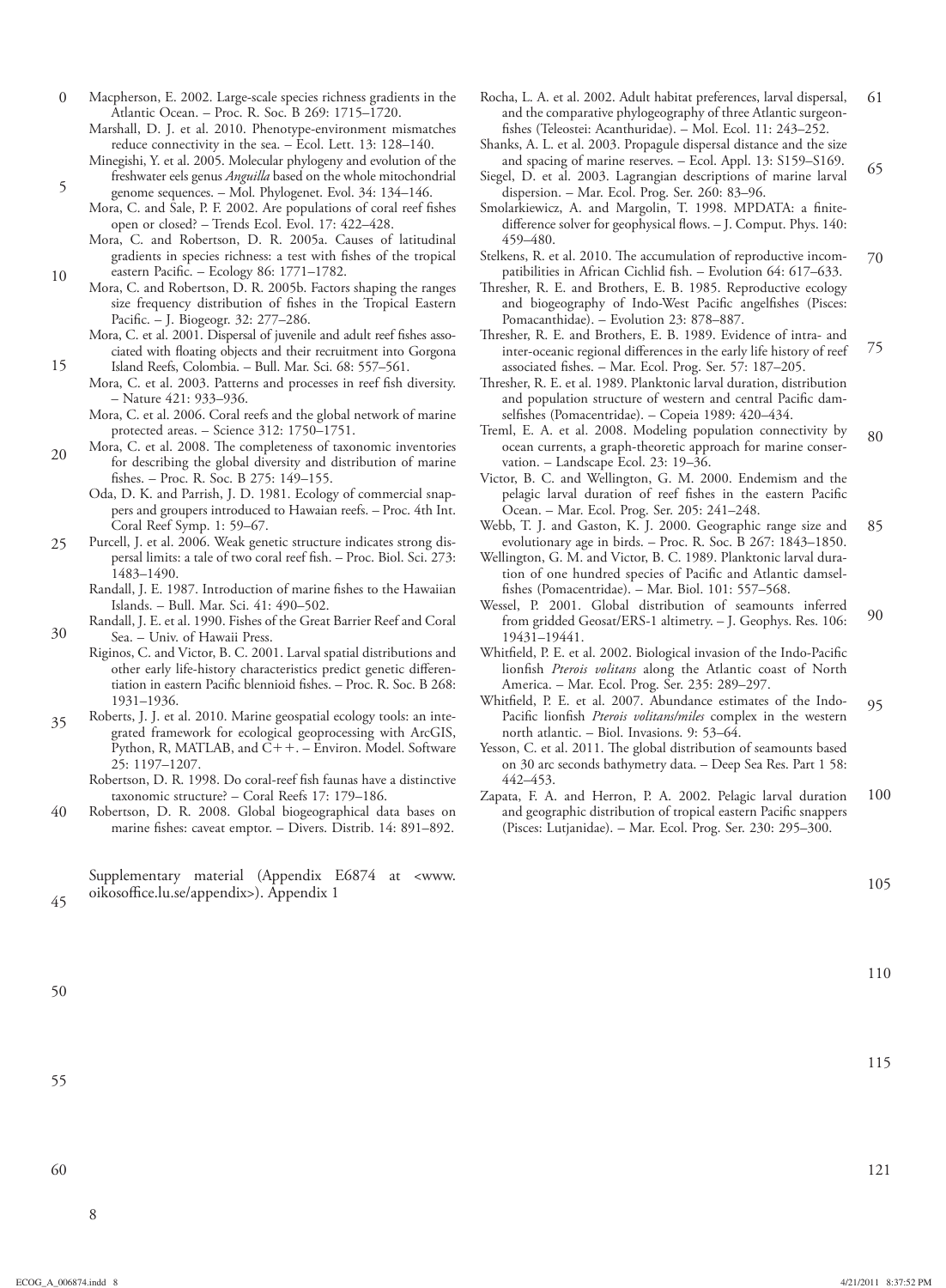Macpherson, E. 2002. Large-scale species richness gradients in the Atlantic Ocean. – Proc. R. Soc. B 269: 1715–1720.

Marshall, D. J. et al. 2010. Phenotype-environment mismatches reduce connectivity in the sea. – Ecol. Lett. 13: 128–140.

Minegishi, Y. et al. 2005. Molecular phylogeny and evolution of the freshwater eels genus *Anguilla* based on the whole mitochondrial genome sequences. – Mol. Phylogenet. Evol. 34: 134–146.

Mora, C. and Sale, P. F. 2002. Are populations of coral reef fishes open or closed? – Trends Ecol. Evol. 17: 422–428.

Mora, C. and Robertson, D. R. 2005a. Causes of latitudinal gradients in species richness: a test with fishes of the tropical eastern Pacific. – Ecology 86: 1771–1782.

Mora, C. and Robertson, D. R. 2005b. Factors shaping the ranges size frequency distribution of fishes in the Tropical Eastern Pacific. – J. Biogeogr. 32: 277–286.

Mora, C. et al. 2001. Dispersal of juvenile and adult reef fishes associated with floating objects and their recruitment into Gorgona Island Reefs, Colombia. – Bull. Mar. Sci. 68: 557–561.

Mora, C. et al. 2003. Patterns and processes in reef fish diversity. – Nature 421: 933–936.

Mora, C. et al. 2006. Coral reefs and the global network of marine protected areas. – Science 312: 1750–1751.

Mora, C. et al. 2008. The completeness of taxonomic inventories for describing the global diversity and distribution of marine fishes. – Proc. R. Soc. B 275: 149–155.

Oda, D. K. and Parrish, J. D. 1981. Ecology of commercial snappers and groupers introduced to Hawaiian reefs. – Proc. 4th Int. Coral Reef Symp. 1: 59–67.

Purcell, J. et al. 2006. Weak genetic structure indicates strong dispersal limits: a tale of two coral reef fish. – Proc. Biol. Sci. 273: 1483–1490.

Randall, J. E. 1987. Introduction of marine fishes to the Hawaiian Islands. – Bull. Mar. Sci. 41: 490–502.

Randall, J. E. et al. 1990. Fishes of the Great Barrier Reef and Coral Sea. – Univ. of Hawaii Press.

Riginos, C. and Victor, B. C. 2001. Larval spatial distributions and other early life-history characteristics predict genetic differentiation in eastern Pacific blennioid fishes. – Proc. R. Soc. B 268: 1931–1936.

Roberts, J. J. et al. 2010. Marine geospatial ecology tools: an integrated framework for ecological geoprocessing with ArcGIS, Python, R, MATLAB, and C++. – Environ. Model. Software 25: 1197–1207.

Robertson, D. R. 1998. Do coral-reef fish faunas have a distinctive taxonomic structure? – Coral Reefs 17: 179–186.

Robertson, D. R. 2008. Global biogeographical data bases on marine fishes: caveat emptor. – Divers. Distrib. 14: 891–892.

Supplementary material (Appendix E6874 at <www.oikosoffice.lu.se/appendix>). Appendix 1

Rocha, L. A. et al. 2002. Adult habitat preferences, larval dispersal, and the comparative phylogeography of three Atlantic surgeonfishes (Teleostei: Acanthuridae). – Mol. Ecol. 11: 243–252.

Shanks, A. L. et al. 2003. Propagule dispersal distance and the size and spacing of marine reserves. – Ecol. Appl. 13: S159–S169.

Siegel, D. et al. 2003. Lagrangian descriptions of marine larval dispersion. – Mar. Ecol. Prog. Ser. 260: 83–96.

Smolarkiewicz, A. and Margolin, T. 1998. MPDATA: a finite-difference solver for geophysical flows. – J. Comput. Phys. 140: 459–480.

Stelkens, R. et al. 2010. The accumulation of reproductive incompatibilities in African Cichlid fish. – Evolution 64: 617–633.

Thresher, R. E. and Brothers, E. B. 1985. Reproductive ecology and biogeography of Indo-West Pacific angelfishes (Pisces: Pomacanthidae). – Evolution 23: 878–887.

Thresher, R. E. and Brothers, E. B. 1989. Evidence of intra- and inter-oceanic regional differences in the early life history of reef associated fishes. – Mar. Ecol. Prog. Ser. 57: 187–205.

Thresher, R. E. et al. 1989. Planktonic larval duration, distribution and population structure of western and central Pacific damselfishes (Pomacentridae). – Copeia 1989: 420–434.

Treml, E. A. et al. 2008. Modeling population connectivity by ocean currents, a graph-theoretic approach for marine conservation. – Landscape Ecol. 23: 19–36.

Victor, B. C. and Wellington, G. M. 2000. Endemism and the pelagic larval duration of reef fishes in the eastern Pacific Ocean. – Mar. Ecol. Prog. Ser. 205: 241–248.

Webb, T. J. and Gaston, K. J. 2000. Geographic range size and evolutionary age in birds. – Proc. R. Soc. B 267: 1843–1850.

Wellington, G. M. and Victor, B. C. 1989. Planktonic larval duration of one hundred species of Pacific and Atlantic damselfishes (Pomacentridae). – Mar. Biol. 101: 557–568.

Wessel, P. 2001. Global distribution of seamounts inferred from gridded Geosat/ERS-1 altimetry. – J. Geophys. Res. 106: 19431–19441.

Whitfield, P. E. et al. 2002. Biological invasion of the Indo-Pacific lionfish *Pterois volitans* along the Atlantic coast of North America. – Mar. Ecol. Prog. Ser. 235: 289–297.

Whitfield, P. E. et al. 2007. Abundance estimates of the Indo-Pacific lionfish *Pterois volitans/miles* complex in the western north atlantic. – Biol. Invasions. 9: 53–64.

Yesson, C. et al. 2011. The global distribution of seamounts based on 30 arc seconds bathymetry data. – Deep Sea Res. Part 1 58: 442–453.

Zapata, F. A. and Herron, P. A. 2002. Pelagic larval duration and geographic distribution of tropical eastern Pacific snappers (Pisces: Lutjanidae). – Mar. Ecol. Prog. Ser. 230: 295–300.